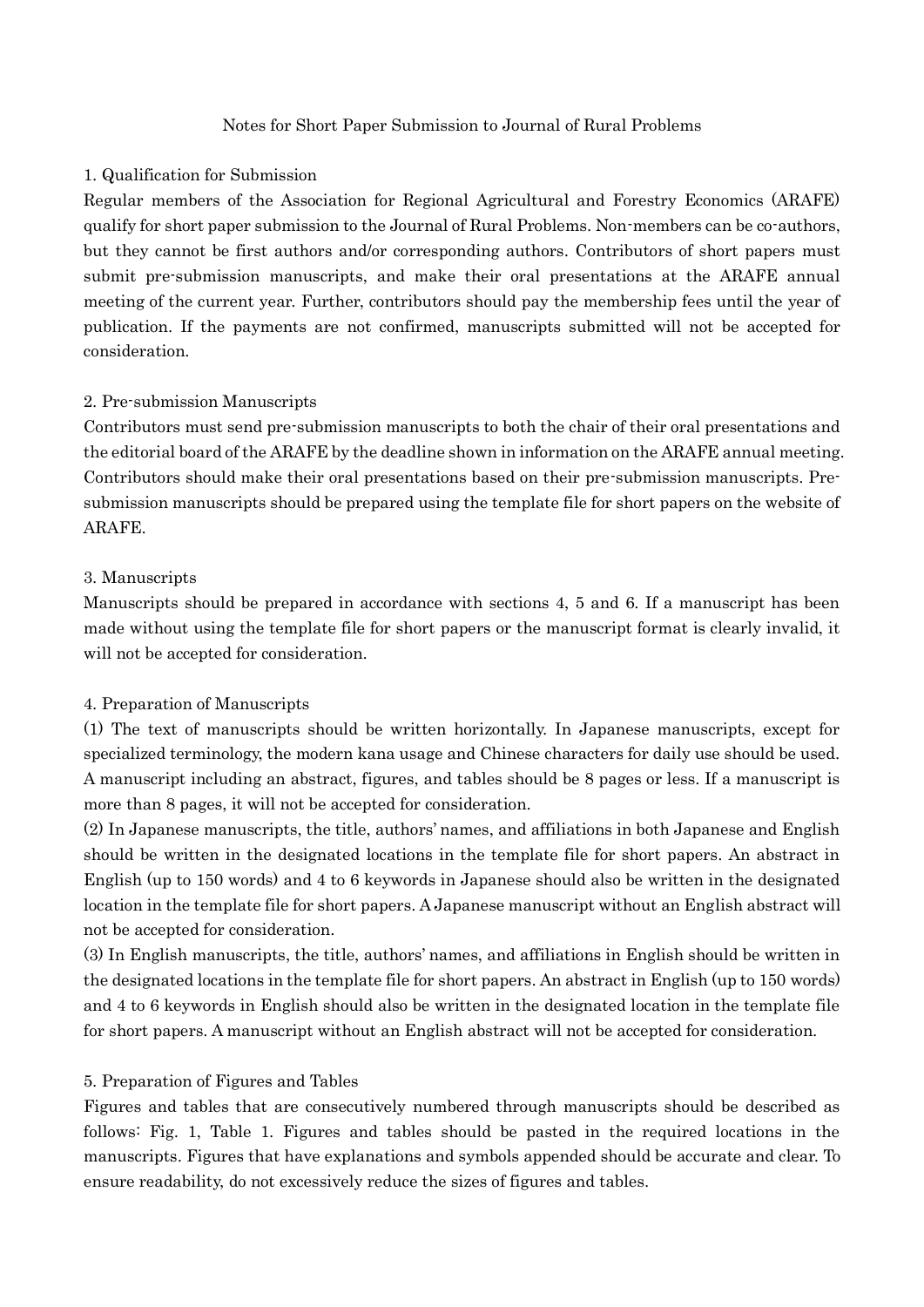# Notes for Short Paper Submission to Journal of Rural Problems

## 1. Qualification for Submission

Regular members of the Association for Regional Agricultural and Forestry Economics (ARAFE) qualify for short paper submission to the Journal of Rural Problems. Non-members can be co-authors, but they cannot be first authors and/or corresponding authors. Contributors of short papers must submit pre-submission manuscripts, and make their oral presentations at the ARAFE annual meeting of the current year. Further, contributors should pay the membership fees until the year of publication. If the payments are not confirmed, manuscripts submitted will not be accepted for consideration.

## 2. Pre-submission Manuscripts

Contributors must send pre-submission manuscripts to both the chair of their oral presentations and the editorial board of the ARAFE by the deadline shown in information on the ARAFE annual meeting. Contributors should make their oral presentations based on their pre-submission manuscripts. Pre-submission manuscripts should be prepared using the template file for short papers on the website of ARAFE.

## 3. Manuscripts

Manuscripts should be prepared in accordance with sections 4, 5 and 6. If a manuscript has been made without using the template file for short papers or the manuscript format is clearly invalid, it will not be accepted for consideration.

## 4. Preparation of Manuscripts

(1) The text of manuscripts should be written horizontally. In Japanese manuscripts, except for specialized terminology, the modern kana usage and Chinese characters for daily use should be used. A manuscript including an abstract, figures, and tables should be 8 pages or less. If a manuscript is more than 8 pages, it will not be accepted for consideration.

(2) In Japanese manuscripts, the title, authors' names, and affiliations in both Japanese and English should be written in the designated locations in the template file for short papers. An abstract in English (up to 150 words) and 4 to 6 keywords in Japanese should also be written in the designated location in the template file for short papers. A Japanese manuscript without an English abstract will not be accepted for consideration.

(3) In English manuscripts, the title, authors' names, and affiliations in English should be written in the designated locations in the template file for short papers. An abstract in English (up to 150 words) and 4 to 6 keywords in English should also be written in the designated location in the template file for short papers. A manuscript without an English abstract will not be accepted for consideration.

## 5. Preparation of Figures and Tables

Figures and tables that are consecutively numbered through manuscripts should be described as follows: Fig. 1, Table 1. Figures and tables should be pasted in the required locations in the manuscripts. Figures that have explanations and symbols appended should be accurate and clear. To ensure readability, do not excessively reduce the sizes of figures and tables.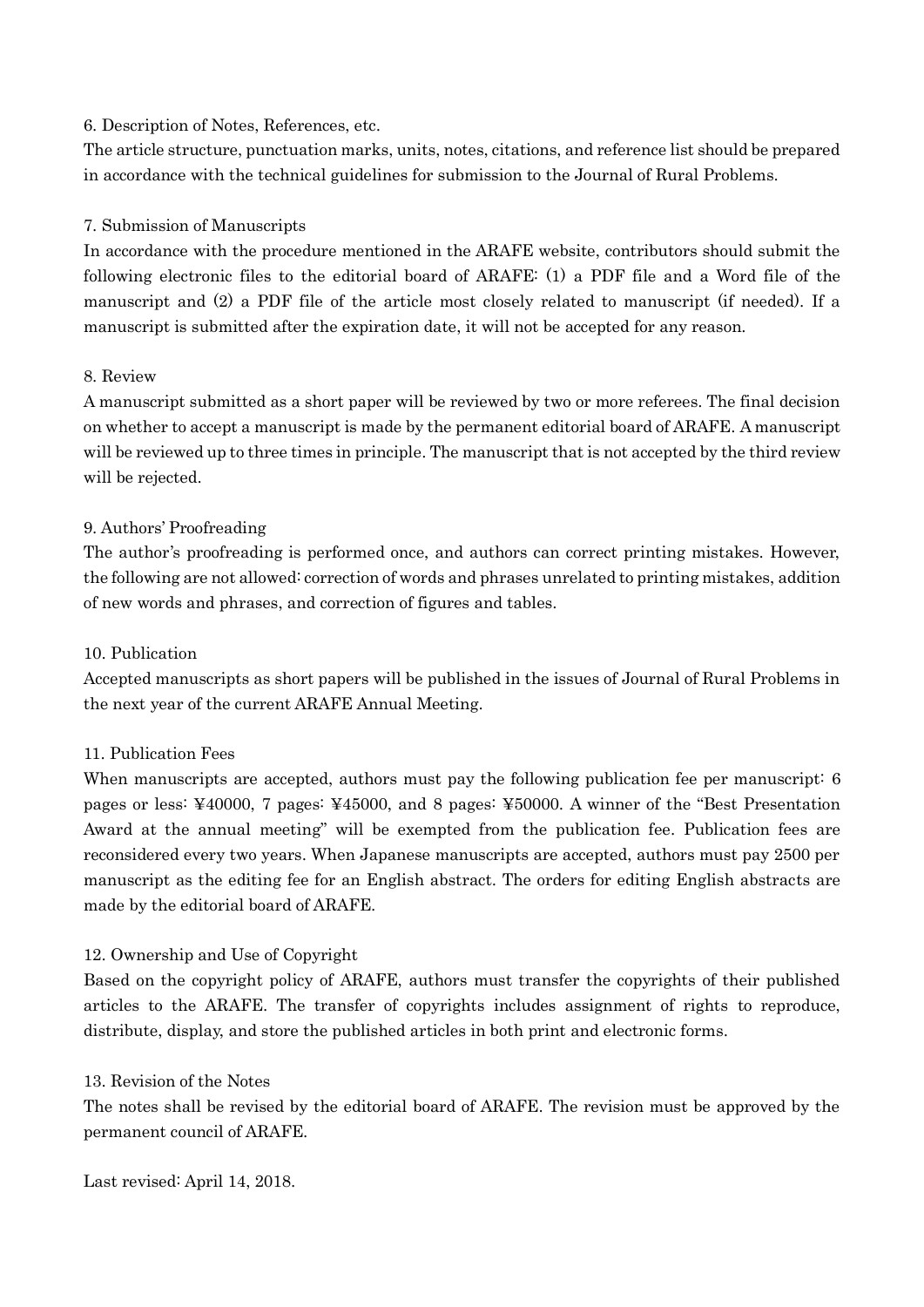6. Description of Notes, References, etc.

The article structure, punctuation marks, units, notes, citations, and reference list should be prepared in accordance with the technical guidelines for submission to the Journal of Rural Problems.

7. Submission of Manuscripts

In accordance with the procedure mentioned in the ARAFE website, contributors should submit the following electronic files to the editorial board of ARAFE: (1) a PDF file and a Word file of the manuscript and (2) a PDF file of the article most closely related to manuscript (if needed). If a manuscript is submitted after the expiration date, it will not be accepted for any reason.

8. Review

A manuscript submitted as a short paper will be reviewed by two or more referees. The final decision on whether to accept a manuscript is made by the permanent editorial board of ARAFE. A manuscript will be reviewed up to three times in principle. The manuscript that is not accepted by the third review will be rejected.

9. Authors' Proofreading

The author's proofreading is performed once, and authors can correct printing mistakes. However, the following are not allowed: correction of words and phrases unrelated to printing mistakes, addition of new words and phrases, and correction of figures and tables.

10. Publication

Accepted manuscripts as short papers will be published in the issues of Journal of Rural Problems in the next year of the current ARAFE Annual Meeting.

11. Publication Fees

When manuscripts are accepted, authors must pay the following publication fee per manuscript: 6 pages or less: ¥40000, 7 pages: ¥45000, and 8 pages: ¥50000. A winner of the "Best Presentation Award at the annual meeting" will be exempted from the publication fee. Publication fees are reconsidered every two years. When Japanese manuscripts are accepted, authors must pay 2500 per manuscript as the editing fee for an English abstract. The orders for editing English abstracts are made by the editorial board of ARAFE.

12. Ownership and Use of Copyright

Based on the copyright policy of ARAFE, authors must transfer the copyrights of their published articles to the ARAFE. The transfer of copyrights includes assignment of rights to reproduce, distribute, display, and store the published articles in both print and electronic forms.

13. Revision of the Notes

The notes shall be revised by the editorial board of ARAFE. The revision must be approved by the permanent council of ARAFE.

Last revised: April 14, 2018.